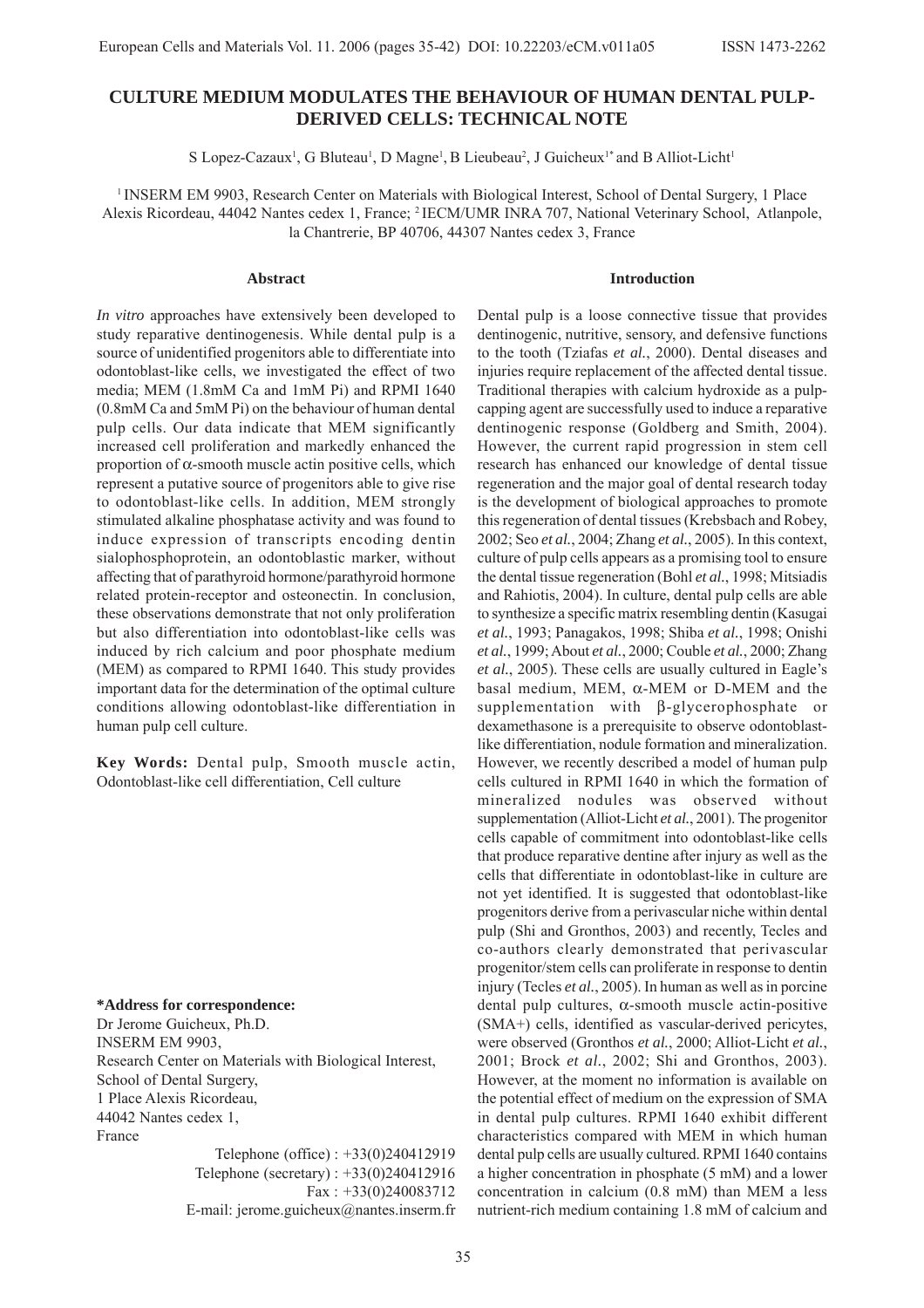# CULTURE MEDIUM MODULATES THE BEHAVIOUR OF HUMAN DENTAL PULP-DERIVED CELLS: TECHNICAL NOTE

S Lopez-Cazaux[1], G Bluteau[1], D Magne[1], B Lieubeau[2], J Guicheux[1*] and B Alliot-Licht[1]

[1] INSERM EM 9903, Research Center on Materials with Biological Interest, School of Dental Surgery, 1 Place Alexis Ricordeau, 44042 Nantes cedex 1, France; [2] IECM/UMR INRA 707, National Veterinary School, Atlanpole, la Chantrerie, BP 40706, 44307 Nantes cedex 3, France

## Abstract

*In vitro* approaches have extensively been developed to study reparative dentinogenesis. While dental pulp is a source of unidentified progenitors able to differentiate into odontoblast-like cells, we investigated the effect of two media; MEM (1.8mM Ca and 1mM Pi) and RPMI 1640 (0.8mM Ca and 5mM Pi) on the behaviour of human dental pulp cells. Our data indicate that MEM significantly increased cell proliferation and markedly enhanced the proportion of α-smooth muscle actin positive cells, which represent a putative source of progenitors able to give rise to odontoblast-like cells. In addition, MEM strongly stimulated alkaline phosphatase activity and was found to induce expression of transcripts encoding dentin sialophosphoprotein, an odontoblastic marker, without affecting that of parathyroid hormone/parathyroid hormone related protein-receptor and osteonectin. In conclusion, these observations demonstrate that not only proliferation but also differentiation into odontoblast-like cells was induced by rich calcium and poor phosphate medium (MEM) as compared to RPMI 1640. This study provides important data for the determination of the optimal culture conditions allowing odontoblast-like differentiation in human pulp cell culture.

**Key Words:** Dental pulp, Smooth muscle actin, Odontoblast-like cell differentiation, Cell culture

**\*Address for correspondence:**
Dr Jerome Guicheux, Ph.D.
INSERM EM 9903,
Research Center on Materials with Biological Interest,
School of Dental Surgery,
1 Place Alexis Ricordeau,
44042 Nantes cedex 1,
France

Telephone (office) : +33(0)240412919
Telephone (secretary) : +33(0)240412916
Fax : +33(0)240083712
E-mail: jerome.guicheux@nantes.inserm.fr

## Introduction

Dental pulp is a loose connective tissue that provides dentinogenic, nutritive, sensory, and defensive functions to the tooth (Tziafas *et al.*, 2000). Dental diseases and injuries require replacement of the affected dental tissue. Traditional therapies with calcium hydroxide as a pulp-capping agent are successfully used to induce a reparative dentinogenic response (Goldberg and Smith, 2004). However, the current rapid progression in stem cell research has enhanced our knowledge of dental tissue regeneration and the major goal of dental research today is the development of biological approaches to promote this regeneration of dental tissues (Krebsbach and Robey, 2002; Seo *et al.*, 2004; Zhang *et al.*, 2005). In this context, culture of pulp cells appears as a promising tool to ensure the dental tissue regeneration (Bohl *et al.*, 1998; Mitsiadis and Rahiotis, 2004). In culture, dental pulp cells are able to synthesize a specific matrix resembling dentin (Kasugai *et al.*, 1993; Panagakos, 1998; Shiba *et al.*, 1998; Onishi *et al.*, 1999; About *et al.*, 2000; Couble *et al.*, 2000; Zhang *et al.*, 2005). These cells are usually cultured in Eagle's basal medium, MEM, α-MEM or D-MEM and the supplementation with β-glycerophosphate or dexamethasone is a prerequisite to observe odontoblast-like differentiation, nodule formation and mineralization. However, we recently described a model of human pulp cells cultured in RPMI 1640 in which the formation of mineralized nodules was observed without supplementation (Alliot-Licht *et al.*, 2001). The progenitor cells capable of commitment into odontoblast-like cells that produce reparative dentine after injury as well as the cells that differentiate in odontoblast-like in culture are not yet identified. It is suggested that odontoblast-like progenitors derive from a perivascular niche within dental pulp (Shi and Gronthos, 2003) and recently, Tecles and co-authors clearly demonstrated that perivascular progenitor/stem cells can proliferate in response to dentin injury (Tecles *et al.*, 2005). In human as well as in porcine dental pulp cultures, α-smooth muscle actin-positive (SMA+) cells, identified as vascular-derived pericytes, were observed (Gronthos *et al.*, 2000; Alliot-Licht *et al.*, 2001; Brock *et al.*, 2002; Shi and Gronthos, 2003). However, at the moment no information is available on the potential effect of medium on the expression of SMA in dental pulp cultures. RPMI 1640 exhibit different characteristics compared with MEM in which human dental pulp cells are usually cultured. RPMI 1640 contains a higher concentration in phosphate (5 mM) and a lower concentration in calcium (0.8 mM) than MEM a less nutrient-rich medium containing 1.8 mM of calcium and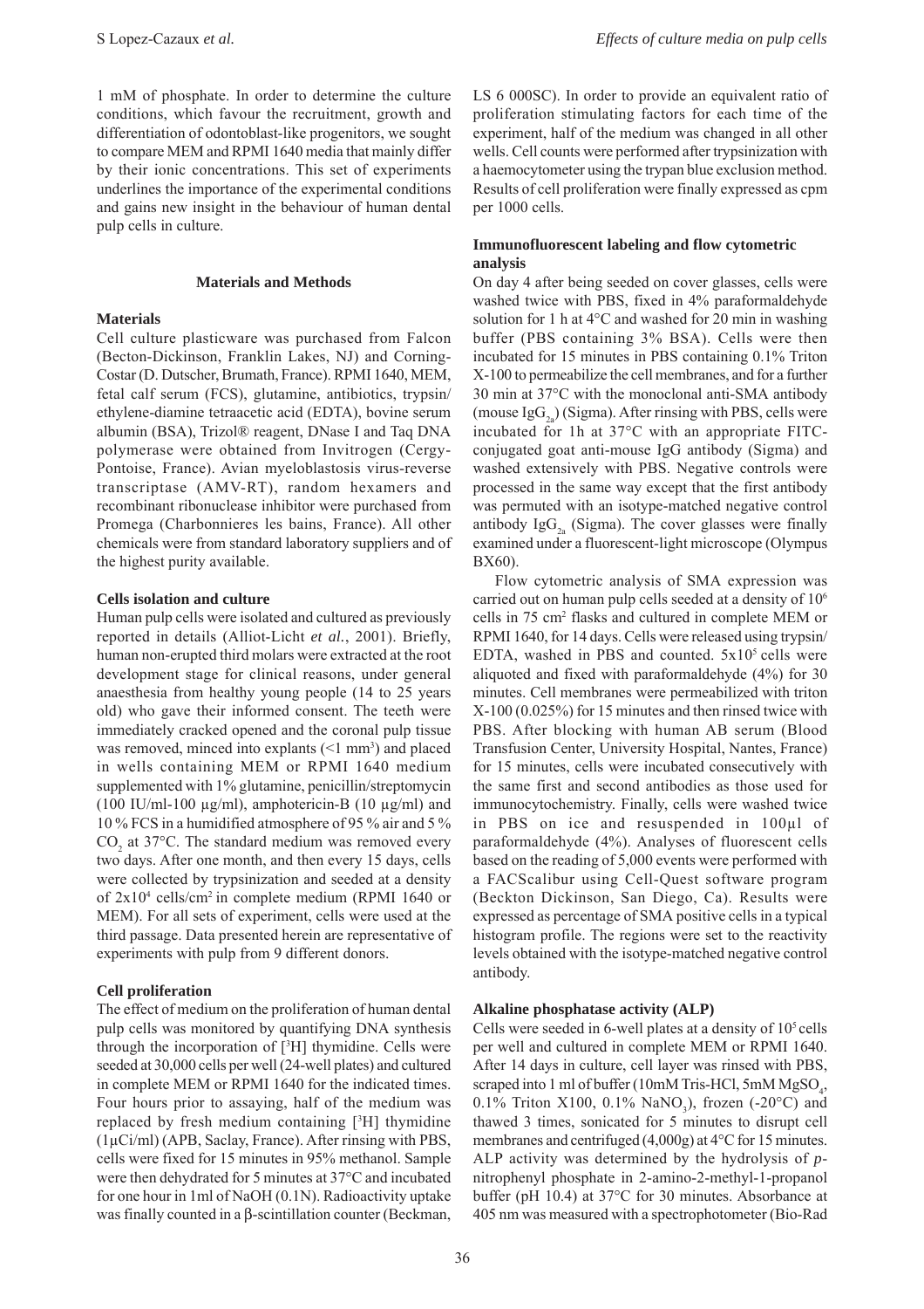1 mM of phosphate. In order to determine the culture conditions, which favour the recruitment, growth and differentiation of odontoblast-like progenitors, we sought to compare MEM and RPMI 1640 media that mainly differ by their ionic concentrations. This set of experiments underlines the importance of the experimental conditions and gains new insight in the behaviour of human dental pulp cells in culture.

## Materials and Methods

### Materials

Cell culture plasticware was purchased from Falcon (Becton-Dickinson, Franklin Lakes, NJ) and Corning-Costar (D. Dutscher, Brumath, France). RPMI 1640, MEM, fetal calf serum (FCS), glutamine, antibiotics, trypsin/ethylene-diamine tetraacetic acid (EDTA), bovine serum albumin (BSA), Trizol® reagent, DNase I and Taq DNA polymerase were obtained from Invitrogen (Cergy-Pontoise, France). Avian myeloblastosis virus-reverse transcriptase (AMV-RT), random hexamers and recombinant ribonuclease inhibitor were purchased from Promega (Charbonnieres les bains, France). All other chemicals were from standard laboratory suppliers and of the highest purity available.

### Cells isolation and culture

Human pulp cells were isolated and cultured as previously reported in details (Alliot-Licht *et al.*, 2001). Briefly, human non-erupted third molars were extracted at the root development stage for clinical reasons, under general anaesthesia from healthy young people (14 to 25 years old) who gave their informed consent. The teeth were immediately cracked opened and the coronal pulp tissue was removed, minced into explants (<1 mm$^3$) and placed in wells containing MEM or RPMI 1640 medium supplemented with 1% glutamine, penicillin/streptomycin (100 IU/ml-100 µg/ml), amphotericin-B (10 µg/ml) and 10 % FCS in a humidified atmosphere of 95 % air and 5 % $CO_2$ at 37°C. The standard medium was removed every two days. After one month, and then every 15 days, cells were collected by trypsinization and seeded at a density of $2 \times 10^4$ cells/cm$^2$ in complete medium (RPMI 1640 or MEM). For all sets of experiment, cells were used at the third passage. Data presented herein are representative of experiments with pulp from 9 different donors.

### Cell proliferation

The effect of medium on the proliferation of human dental pulp cells was monitored by quantifying DNA synthesis through the incorporation of [$^3$H] thymidine. Cells were seeded at 30,000 cells per well (24-well plates) and cultured in complete MEM or RPMI 1640 for the indicated times. Four hours prior to assaying, half of the medium was replaced by fresh medium containing [$^3$H] thymidine (1µCi/ml) (APB, Saclay, France). After rinsing with PBS, cells were fixed for 15 minutes in 95% methanol. Sample were then dehydrated for 5 minutes at 37°C and incubated for one hour in 1ml of NaOH (0.1N). Radioactivity uptake was finally counted in a β-scintillation counter (Beckman, LS 6 000SC). In order to provide an equivalent ratio of proliferation stimulating factors for each time of the experiment, half of the medium was changed in all other wells. Cell counts were performed after trypsinization with a haemocytometer using the trypan blue exclusion method. Results of cell proliferation were finally expressed as cpm per 1000 cells.

### Immunofluorescent labeling and flow cytometric analysis

On day 4 after being seeded on cover glasses, cells were washed twice with PBS, fixed in 4% paraformaldehyde solution for 1 h at 4°C and washed for 20 min in washing buffer (PBS containing 3% BSA). Cells were then incubated for 15 minutes in PBS containing 0.1% Triton X-100 to permeabilize the cell membranes, and for a further 30 min at 37°C with the monoclonal anti-SMA antibody (mouse $IgG_{2a}$) (Sigma). After rinsing with PBS, cells were incubated for 1h at 37°C with an appropriate FITC-conjugated goat anti-mouse IgG antibody (Sigma) and washed extensively with PBS. Negative controls were processed in the same way except that the first antibody was permuted with an isotype-matched negative control antibody $IgG_{2a}$ (Sigma). The cover glasses were finally examined under a fluorescent-light microscope (Olympus BX60).

Flow cytometric analysis of SMA expression was carried out on human pulp cells seeded at a density of $10^6$ cells in 75 cm$^2$ flasks and cultured in complete MEM or RPMI 1640, for 14 days. Cells were released using trypsin/EDTA, washed in PBS and counted. $5 \times 10^5$ cells were aliquoted and fixed with paraformaldehyde (4%) for 30 minutes. Cell membranes were permeabilized with triton X-100 (0.025%) for 15 minutes and then rinsed twice with PBS. After blocking with human AB serum (Blood Transfusion Center, University Hospital, Nantes, France) for 15 minutes, cells were incubated consecutively with the same first and second antibodies as those used for immunocytochemistry. Finally, cells were washed twice in PBS on ice and resuspended in 100µl of paraformaldehyde (4%). Analyses of fluorescent cells based on the reading of 5,000 events were performed with a FACScalibur using Cell-Quest software program (Beckton Dickinson, San Diego, Ca). Results were expressed as percentage of SMA positive cells in a typical histogram profile. The regions were set to the reactivity levels obtained with the isotype-matched negative control antibody.

### Alkaline phosphatase activity (ALP)

Cells were seeded in 6-well plates at a density of $10^5$ cells per well and cultured in complete MEM or RPMI 1640. After 14 days in culture, cell layer was rinsed with PBS, scraped into 1 ml of buffer (10mM Tris-HCl, 5mM $MgSO_4$, 0.1% Triton X100, 0.1% $NaNO_3$), frozen (-20°C) and thawed 3 times, sonicated for 5 minutes to disrupt cell membranes and centrifuged (4,000g) at 4°C for 15 minutes. ALP activity was determined by the hydrolysis of *p*-nitrophenyl phosphate in 2-amino-2-methyl-1-propanol buffer (pH 10.4) at 37°C for 30 minutes. Absorbance at 405 nm was measured with a spectrophotometer (Bio-Rad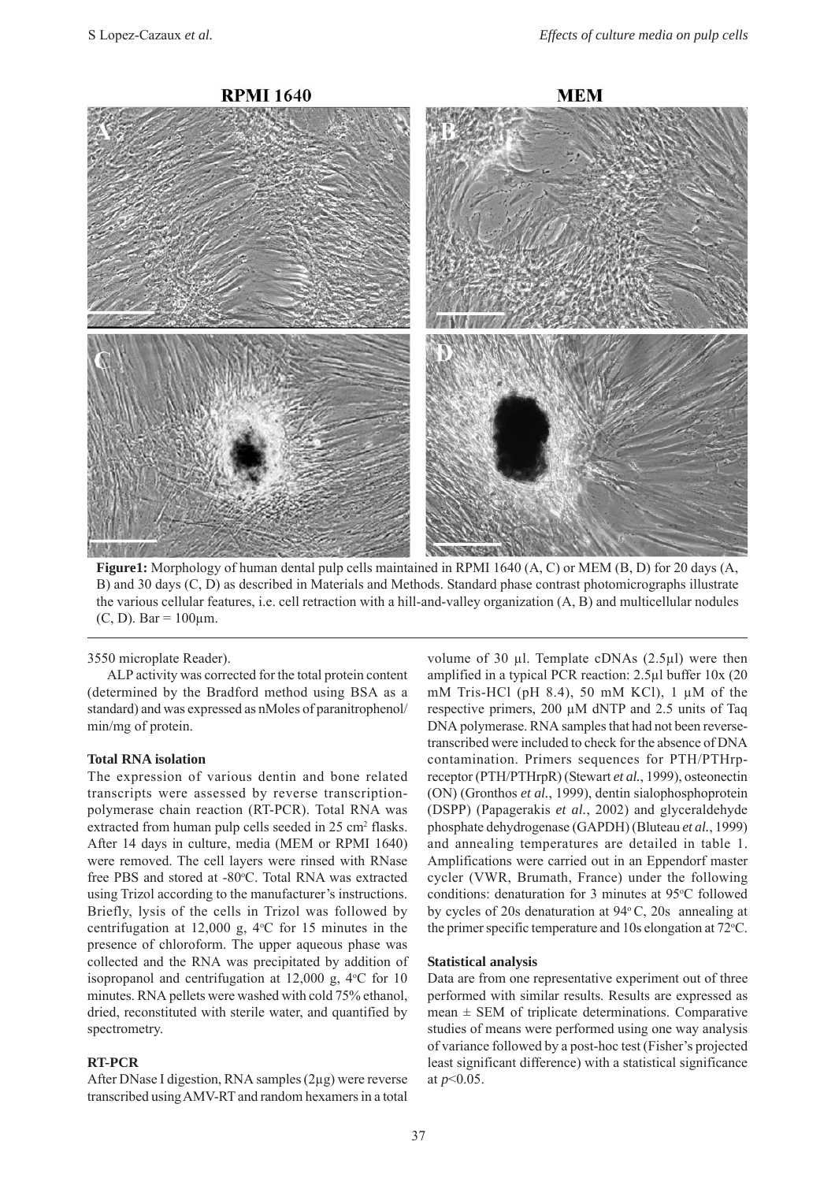**Figure1:** Morphology of human dental pulp cells maintained in RPMI 1640 (A, C) or MEM (B, D) for 20 days (A, B) and 30 days (C, D) as described in Materials and Methods. Standard phase contrast photomicrographs illustrate the various cellular features, i.e. cell retraction with a hill-and-valley organization (A, B) and multicellular nodules (C, D). Bar = 100µm.

3550 microplate Reader).

ALP activity was corrected for the total protein content (determined by the Bradford method using BSA as a standard) and was expressed as nMoles of paranitrophenol/min/mg of protein.

### Total RNA isolation

The expression of various dentin and bone related transcripts were assessed by reverse transcription-polymerase chain reaction (RT-PCR). Total RNA was extracted from human pulp cells seeded in 25 $cm^2$ flasks. After 14 days in culture, media (MEM or RPMI 1640) were removed. The cell layers were rinsed with RNase free PBS and stored at -80°C. Total RNA was extracted using Trizol according to the manufacturer's instructions. Briefly, lysis of the cells in Trizol was followed by centrifugation at 12,000 g, 4°C for 15 minutes in the presence of chloroform. The upper aqueous phase was collected and the RNA was precipitated by addition of isopropanol and centrifugation at 12,000 g, 4°C for 10 minutes. RNA pellets were washed with cold 75% ethanol, dried, reconstituted with sterile water, and quantified by spectrometry.

### RT-PCR

After DNase I digestion, RNA samples (2µg) were reverse transcribed using AMV-RT and random hexamers in a total volume of 30 µl. Template cDNAs (2.5µl) were then amplified in a typical PCR reaction: 2.5µl buffer 10x (20 mM Tris-HCl (pH 8.4), 50 mM KCl), 1 µM of the respective primers, 200 µM dNTP and 2.5 units of Taq DNA polymerase. RNA samples that had not been reverse-transcribed were included to check for the absence of DNA contamination. Primers sequences for PTH/PTHrp-receptor (PTH/PTHrpR) (Stewart *et al.*, 1999), osteonectin (ON) (Gronthos *et al.*, 1999), dentin sialophosphoprotein (DSPP) (Papagerakis *et al.*, 2002) and glyceraldehyde phosphate dehydrogenase (GAPDH) (Bluteau *et al.*, 1999) and annealing temperatures are detailed in table 1. Amplifications were carried out in an Eppendorf master cycler (VWR, Brumath, France) under the following conditions: denaturation for 3 minutes at 95°C followed by cycles of 20s denaturation at 94°C, 20s annealing at the primer specific temperature and 10s elongation at 72°C.

### Statistical analysis

Data are from one representative experiment out of three performed with similar results. Results are expressed as mean ± SEM of triplicate determinations. Comparative studies of means were performed using one way analysis of variance followed by a post-hoc test (Fisher's projected least significant difference) with a statistical significance at $p<0.05$.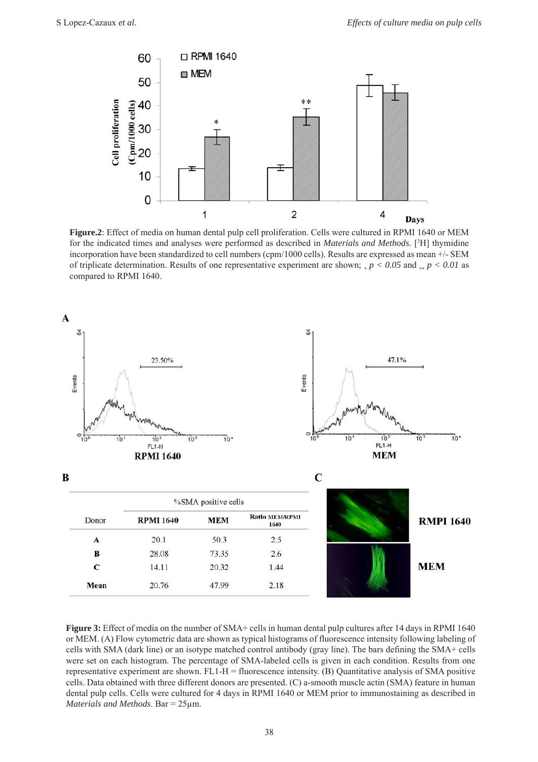**Figure.2**: Effect of media on human dental pulp cell proliferation. Cells were cultured in RPMI 1640 or MEM for the indicated times and analyses were performed as described in *Materials and Methods*. [$^3$H] thymidine incorporation have been standardized to cell numbers (cpm/1000 cells). Results are expressed as mean +/- SEM of triplicate determination. Results of one representative experiment are shown; * $p < 0.05$ and ** $p < 0.01$ as compared to RPMI 1640.

**B**

| Donor | %SMA positive cells | | |
|---|---|---|---|
| | **RPMI 1640** | **MEM** | **Ratio MEM/RPMI 1640** |
| **A** | 20.1 | 50.3 | 2.5 |
| **B** | 28.08 | 73.35 | 2.6 |
| **C** | 14.11 | 20.32 | 1.44 |
| **Mean** | 20.76 | 47.99 | 2.18 |

**Figure 3:** Effect of media on the number of SMA+ cells in human dental pulp cultures after 14 days in RPMI 1640 or MEM. (A) Flow cytometric data are shown as typical histograms of fluorescence intensity following labeling of cells with SMA (dark line) or an isotype matched control antibody (gray line). The bars defining the SMA+ cells were set on each histogram. The percentage of SMA-labeled cells is given in each condition. Results from one representative experiment are shown. FL1-H = fluorescence intensity. (B) Quantitative analysis of SMA positive cells. Data obtained with three different donors are presented. (C) a-smooth muscle actin (SMA) feature in human dental pulp cells. Cells were cultured for 4 days in RPMI 1640 or MEM prior to immunostaining as described in *Materials and Methods*. Bar = 25µm.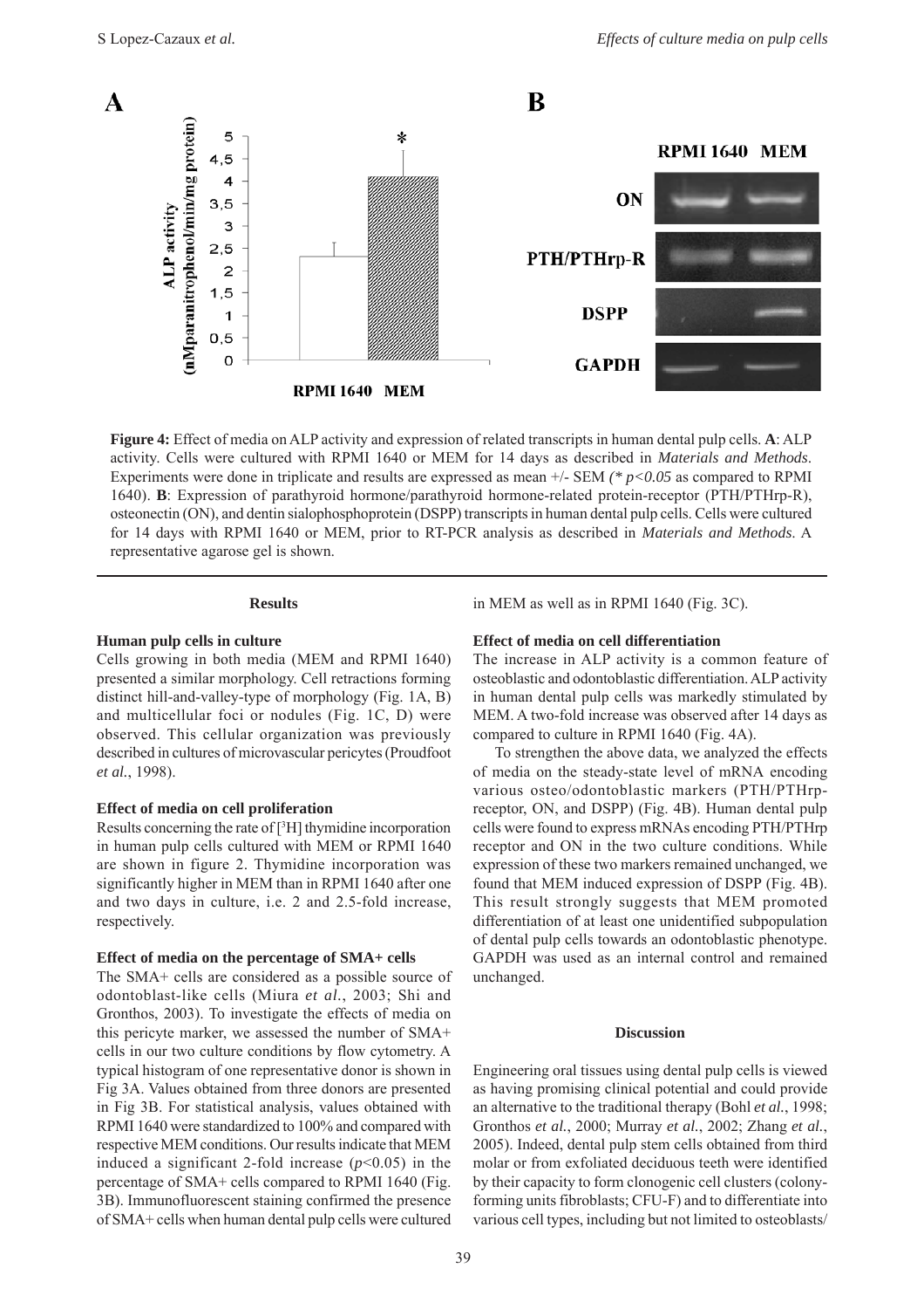**Figure 4:** Effect of media on ALP activity and expression of related transcripts in human dental pulp cells. **A**: ALP activity. Cells were cultured with RPMI 1640 or MEM for 14 days as described in *Materials and Methods*. Experiments were done in triplicate and results are expressed as mean +/- SEM *(\* p<0.05* as compared to RPMI 1640). **B**: Expression of parathyroid hormone/parathyroid hormone-related protein-receptor (PTH/PTHrp-R), osteonectin (ON), and dentin sialophosphoprotein (DSPP) transcripts in human dental pulp cells. Cells were cultured for 14 days with RPMI 1640 or MEM, prior to RT-PCR analysis as described in *Materials and Methods*. A representative agarose gel is shown.

## Results

### Human pulp cells in culture

Cells growing in both media (MEM and RPMI 1640) presented a similar morphology. Cell retractions forming distinct hill-and-valley-type of morphology (Fig. 1A, B) and multicellular foci or nodules (Fig. 1C, D) were observed. This cellular organization was previously described in cultures of microvascular pericytes (Proudfoot *et al.*, 1998).

### Effect of media on cell proliferation

Results concerning the rate of [$^3$H] thymidine incorporation in human pulp cells cultured with MEM or RPMI 1640 are shown in figure 2. Thymidine incorporation was significantly higher in MEM than in RPMI 1640 after one and two days in culture, i.e. 2 and 2.5-fold increase, respectively.

### Effect of media on the percentage of SMA+ cells

The SMA+ cells are considered as a possible source of odontoblast-like cells (Miura *et al.*, 2003; Shi and Gronthos, 2003). To investigate the effects of media on this pericyte marker, we assessed the number of SMA+ cells in our two culture conditions by flow cytometry. A typical histogram of one representative donor is shown in Fig 3A. Values obtained from three donors are presented in Fig 3B. For statistical analysis, values obtained with RPMI 1640 were standardized to 100% and compared with respective MEM conditions. Our results indicate that MEM induced a significant 2-fold increase ($p<0.05$) in the percentage of SMA+ cells compared to RPMI 1640 (Fig. 3B). Immunofluorescent staining confirmed the presence of SMA+ cells when human dental pulp cells were cultured in MEM as well as in RPMI 1640 (Fig. 3C).

### Effect of media on cell differentiation

The increase in ALP activity is a common feature of osteoblastic and odontoblastic differentiation. ALP activity in human dental pulp cells was markedly stimulated by MEM. A two-fold increase was observed after 14 days as compared to culture in RPMI 1640 (Fig. 4A).

To strengthen the above data, we analyzed the effects of media on the steady-state level of mRNA encoding various osteo/odontoblastic markers (PTH/PTHrp-receptor, ON, and DSPP) (Fig. 4B). Human dental pulp cells were found to express mRNAs encoding PTH/PTHrp receptor and ON in the two culture conditions. While expression of these two markers remained unchanged, we found that MEM induced expression of DSPP (Fig. 4B). This result strongly suggests that MEM promoted differentiation of at least one unidentified subpopulation of dental pulp cells towards an odontoblastic phenotype. GAPDH was used as an internal control and remained unchanged.

## Discussion

Engineering oral tissues using dental pulp cells is viewed as having promising clinical potential and could provide an alternative to the traditional therapy (Bohl *et al.*, 1998; Gronthos *et al.*, 2000; Murray *et al.*, 2002; Zhang *et al.*, 2005). Indeed, dental pulp stem cells obtained from third molar or from exfoliated deciduous teeth were identified by their capacity to form clonogenic cell clusters (colony-forming units fibroblasts; CFU-F) and to differentiate into various cell types, including but not limited to osteoblasts/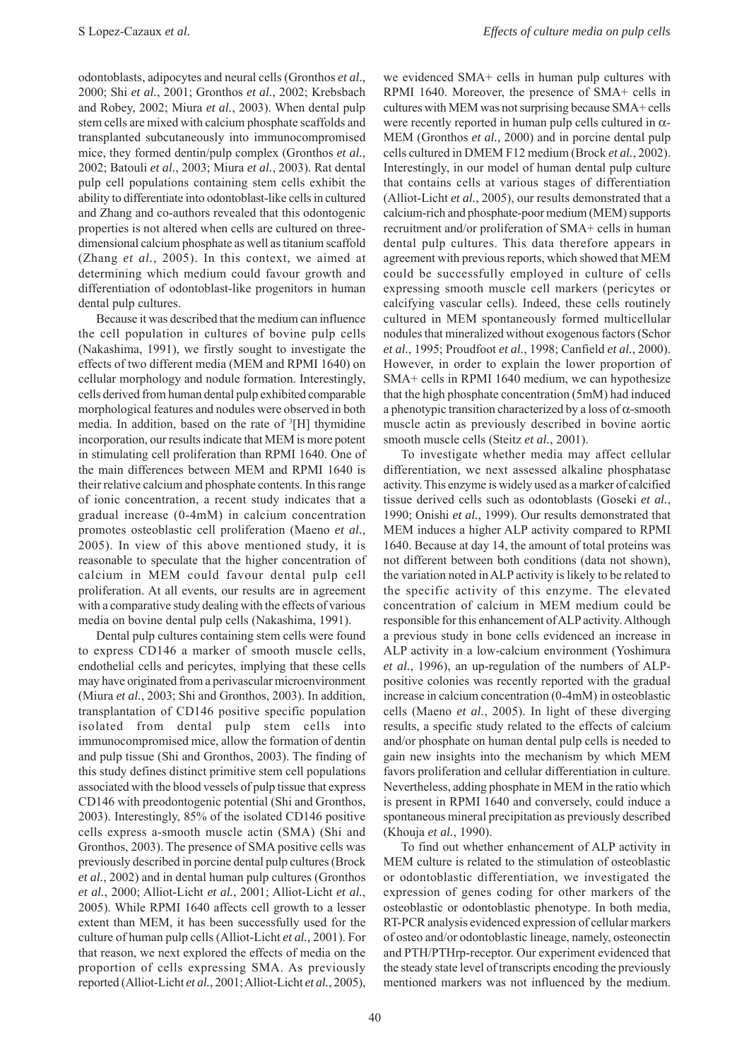odontoblasts, adipocytes and neural cells (Gronthos *et al.*, 2000; Shi *et al.*, 2001; Gronthos *et al.*, 2002; Krebsbach and Robey, 2002; Miura *et al.*, 2003). When dental pulp stem cells are mixed with calcium phosphate scaffolds and transplanted subcutaneously into immunocompromised mice, they formed dentin/pulp complex (Gronthos *et al.*, 2002; Batouli *et al.*, 2003; Miura *et al.*, 2003). Rat dental pulp cell populations containing stem cells exhibit the ability to differentiate into odontoblast-like cells in cultured and Zhang and co-authors revealed that this odontogenic properties is not altered when cells are cultured on three-dimensional calcium phosphate as well as titanium scaffold (Zhang *et al.*, 2005). In this context, we aimed at determining which medium could favour growth and differentiation of odontoblast-like progenitors in human dental pulp cultures.

Because it was described that the medium can influence the cell population in cultures of bovine pulp cells (Nakashima, 1991), we firstly sought to investigate the effects of two different media (MEM and RPMI 1640) on cellular morphology and nodule formation. Interestingly, cells derived from human dental pulp exhibited comparable morphological features and nodules were observed in both media. In addition, based on the rate of $^{3}$[H] thymidine incorporation, our results indicate that MEM is more potent in stimulating cell proliferation than RPMI 1640. One of the main differences between MEM and RPMI 1640 is their relative calcium and phosphate contents. In this range of ionic concentration, a recent study indicates that a gradual increase (0-4mM) in calcium concentration promotes osteoblastic cell proliferation (Maeno *et al.*, 2005). In view of this above mentioned study, it is reasonable to speculate that the higher concentration of calcium in MEM could favour dental pulp cell proliferation. At all events, our results are in agreement with a comparative study dealing with the effects of various media on bovine dental pulp cells (Nakashima, 1991).

Dental pulp cultures containing stem cells were found to express CD146 a marker of smooth muscle cells, endothelial cells and pericytes, implying that these cells may have originated from a perivascular microenvironment (Miura *et al.*, 2003; Shi and Gronthos, 2003). In addition, transplantation of CD146 positive specific population isolated from dental pulp stem cells into immunocompromised mice, allow the formation of dentin and pulp tissue (Shi and Gronthos, 2003). The finding of this study defines distinct primitive stem cell populations associated with the blood vessels of pulp tissue that express CD146 with preodontogenic potential (Shi and Gronthos, 2003). Interestingly, 85% of the isolated CD146 positive cells express a-smooth muscle actin (SMA) (Shi and Gronthos, 2003). The presence of SMA positive cells was previously described in porcine dental pulp cultures (Brock *et al.*, 2002) and in dental human pulp cultures (Gronthos *et al.*, 2000; Alliot-Licht *et al.*, 2001; Alliot-Licht *et al.*, 2005). While RPMI 1640 affects cell growth to a lesser extent than MEM, it has been successfully used for the culture of human pulp cells (Alliot-Licht *et al.*, 2001). For that reason, we next explored the effects of media on the proportion of cells expressing SMA. As previously reported (Alliot-Licht *et al.*, 2001; Alliot-Licht *et al.*, 2005), we evidenced SMA+ cells in human pulp cultures with RPMI 1640. Moreover, the presence of SMA+ cells in cultures with MEM was not surprising because SMA+ cells were recently reported in human pulp cells cultured in $\alpha$-MEM (Gronthos *et al.*, 2000) and in porcine dental pulp cells cultured in DMEM F12 medium (Brock *et al.*, 2002). Interestingly, in our model of human dental pulp culture that contains cells at various stages of differentiation (Alliot-Licht *et al.*, 2005), our results demonstrated that a calcium-rich and phosphate-poor medium (MEM) supports recruitment and/or proliferation of SMA+ cells in human dental pulp cultures. This data therefore appears in agreement with previous reports, which showed that MEM could be successfully employed in culture of cells expressing smooth muscle cell markers (pericytes or calcifying vascular cells). Indeed, these cells routinely cultured in MEM spontaneously formed multicellular nodules that mineralized without exogenous factors (Schor *et al.*, 1995; Proudfoot *et al.*, 1998; Canfield *et al.*, 2000). However, in order to explain the lower proportion of SMA+ cells in RPMI 1640 medium, we can hypothesize that the high phosphate concentration (5mM) had induced a phenotypic transition characterized by a loss of $\alpha$-smooth muscle actin as previously described in bovine aortic smooth muscle cells (Steitz *et al.*, 2001).

To investigate whether media may affect cellular differentiation, we next assessed alkaline phosphatase activity. This enzyme is widely used as a marker of calcified tissue derived cells such as odontoblasts (Goseki *et al.*, 1990; Onishi *et al.*, 1999). Our results demonstrated that MEM induces a higher ALP activity compared to RPMI 1640. Because at day 14, the amount of total proteins was not different between both conditions (data not shown), the variation noted in ALP activity is likely to be related to the specific activity of this enzyme. The elevated concentration of calcium in MEM medium could be responsible for this enhancement of ALP activity. Although a previous study in bone cells evidenced an increase in ALP activity in a low-calcium environment (Yoshimura *et al.*, 1996), an up-regulation of the numbers of ALP-positive colonies was recently reported with the gradual increase in calcium concentration (0-4mM) in osteoblastic cells (Maeno *et al.*, 2005). In light of these diverging results, a specific study related to the effects of calcium and/or phosphate on human dental pulp cells is needed to gain new insights into the mechanism by which MEM favors proliferation and cellular differentiation in culture. Nevertheless, adding phosphate in MEM in the ratio which is present in RPMI 1640 and conversely, could induce a spontaneous mineral precipitation as previously described (Khouja *et al.*, 1990).

To find out whether enhancement of ALP activity in MEM culture is related to the stimulation of osteoblastic or odontoblastic differentiation, we investigated the expression of genes coding for other markers of the osteoblastic or odontoblastic phenotype. In both media, RT-PCR analysis evidenced expression of cellular markers of osteo and/or odontoblastic lineage, namely, osteonectin and PTH/PTHrp-receptor. Our experiment evidenced that the steady state level of transcripts encoding the previously mentioned markers was not influenced by the medium.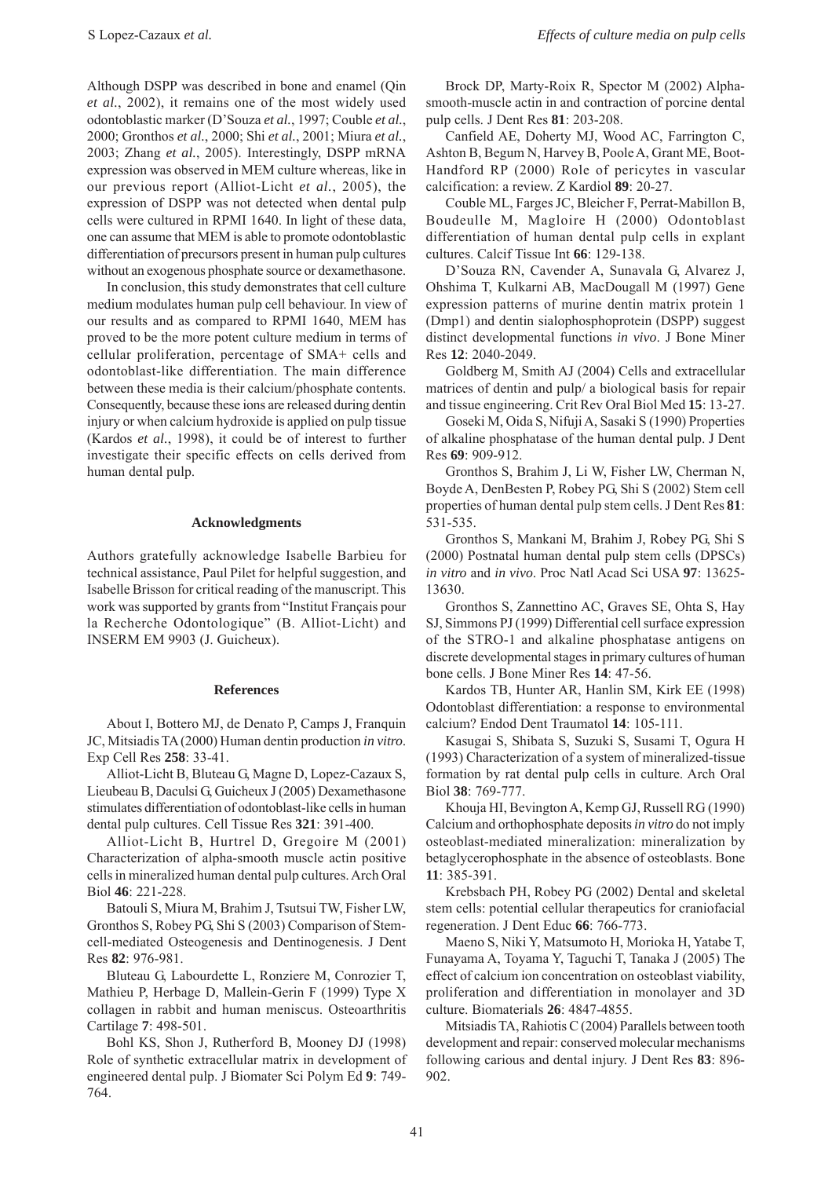Although DSPP was described in bone and enamel (Qin *et al.*, 2002), it remains one of the most widely used odontoblastic marker (D'Souza *et al.*, 1997; Couble *et al.*, 2000; Gronthos *et al.*, 2000; Shi *et al.*, 2001; Miura *et al.*, 2003; Zhang *et al.*, 2005). Interestingly, DSPP mRNA expression was observed in MEM culture whereas, like in our previous report (Alliot-Licht *et al.*, 2005), the expression of DSPP was not detected when dental pulp cells were cultured in RPMI 1640. In light of these data, one can assume that MEM is able to promote odontoblastic differentiation of precursors present in human pulp cultures without an exogenous phosphate source or dexamethasone.

In conclusion, this study demonstrates that cell culture medium modulates human pulp cell behaviour. In view of our results and as compared to RPMI 1640, MEM has proved to be the more potent culture medium in terms of cellular proliferation, percentage of SMA+ cells and odontoblast-like differentiation. The main difference between these media is their calcium/phosphate contents. Consequently, because these ions are released during dentin injury or when calcium hydroxide is applied on pulp tissue (Kardos *et al.*, 1998), it could be of interest to further investigate their specific effects on cells derived from human dental pulp.

## Acknowledgments

Authors gratefully acknowledge Isabelle Barbieu for technical assistance, Paul Pilet for helpful suggestion, and Isabelle Brisson for critical reading of the manuscript. This work was supported by grants from "Institut Français pour la Recherche Odontologique" (B. Alliot-Licht) and INSERM EM 9903 (J. Guicheux).

## References

About I, Bottero MJ, de Denato P, Camps J, Franquin JC, Mitsiadis TA (2000) Human dentin production *in vitro*. Exp Cell Res **258**: 33-41.

Alliot-Licht B, Bluteau G, Magne D, Lopez-Cazaux S, Lieubeau B, Daculsi G, Guicheux J (2005) Dexamethasone stimulates differentiation of odontoblast-like cells in human dental pulp cultures. Cell Tissue Res **321**: 391-400.

Alliot-Licht B, Hurtrel D, Gregoire M (2001) Characterization of alpha-smooth muscle actin positive cells in mineralized human dental pulp cultures. Arch Oral Biol **46**: 221-228.

Batouli S, Miura M, Brahim J, Tsutsui TW, Fisher LW, Gronthos S, Robey PG, Shi S (2003) Comparison of Stem-cell-mediated Osteogenesis and Dentinogenesis. J Dent Res **82**: 976-981.

Bluteau G, Labourdette L, Ronziere M, Conrozier T, Mathieu P, Herbage D, Mallein-Gerin F (1999) Type X collagen in rabbit and human meniscus. Osteoarthritis Cartilage **7**: 498-501.

Bohl KS, Shon J, Rutherford B, Mooney DJ (1998) Role of synthetic extracellular matrix in development of engineered dental pulp. J Biomater Sci Polym Ed **9**: 749-764.

Brock DP, Marty-Roix R, Spector M (2002) Alpha-smooth-muscle actin in and contraction of porcine dental pulp cells. J Dent Res **81**: 203-208.

Canfield AE, Doherty MJ, Wood AC, Farrington C, Ashton B, Begum N, Harvey B, Poole A, Grant ME, Boot-Handford RP (2000) Role of pericytes in vascular calcification: a review. Z Kardiol **89**: 20-27.

Couble ML, Farges JC, Bleicher F, Perrat-Mabillon B, Boudeulle M, Magloire H (2000) Odontoblast differentiation of human dental pulp cells in explant cultures. Calcif Tissue Int **66**: 129-138.

D'Souza RN, Cavender A, Sunavala G, Alvarez J, Ohshima T, Kulkarni AB, MacDougall M (1997) Gene expression patterns of murine dentin matrix protein 1 (Dmp1) and dentin sialophosphoprotein (DSPP) suggest distinct developmental functions *in vivo*. J Bone Miner Res **12**: 2040-2049.

Goldberg M, Smith AJ (2004) Cells and extracellular matrices of dentin and pulp/ a biological basis for repair and tissue engineering. Crit Rev Oral Biol Med **15**: 13-27.

Goseki M, Oida S, Nifuji A, Sasaki S (1990) Properties of alkaline phosphatase of the human dental pulp. J Dent Res **69**: 909-912.

Gronthos S, Brahim J, Li W, Fisher LW, Cherman N, Boyde A, DenBesten P, Robey PG, Shi S (2002) Stem cell properties of human dental pulp stem cells. J Dent Res **81**: 531-535.

Gronthos S, Mankani M, Brahim J, Robey PG, Shi S (2000) Postnatal human dental pulp stem cells (DPSCs) *in vitro* and *in vivo*. Proc Natl Acad Sci USA **97**: 13625-13630.

Gronthos S, Zannettino AC, Graves SE, Ohta S, Hay SJ, Simmons PJ (1999) Differential cell surface expression of the STRO-1 and alkaline phosphatase antigens on discrete developmental stages in primary cultures of human bone cells. J Bone Miner Res **14**: 47-56.

Kardos TB, Hunter AR, Hanlin SM, Kirk EE (1998) Odontoblast differentiation: a response to environmental calcium? Endod Dent Traumatol **14**: 105-111.

Kasugai S, Shibata S, Suzuki S, Susami T, Ogura H (1993) Characterization of a system of mineralized-tissue formation by rat dental pulp cells in culture. Arch Oral Biol **38**: 769-777.

Khouja HI, Bevington A, Kemp GJ, Russell RG (1990) Calcium and orthophosphate deposits *in vitro* do not imply osteoblast-mediated mineralization: mineralization by betaglycerophosphate in the absence of osteoblasts. Bone **11**: 385-391.

Krebsbach PH, Robey PG (2002) Dental and skeletal stem cells: potential cellular therapeutics for craniofacial regeneration. J Dent Educ **66**: 766-773.

Maeno S, Niki Y, Matsumoto H, Morioka H, Yatabe T, Funayama A, Toyama Y, Taguchi T, Tanaka J (2005) The effect of calcium ion concentration on osteoblast viability, proliferation and differentiation in monolayer and 3D culture. Biomaterials **26**: 4847-4855.

Mitsiadis TA, Rahiotis C (2004) Parallels between tooth development and repair: conserved molecular mechanisms following carious and dental injury. J Dent Res **83**: 896-902.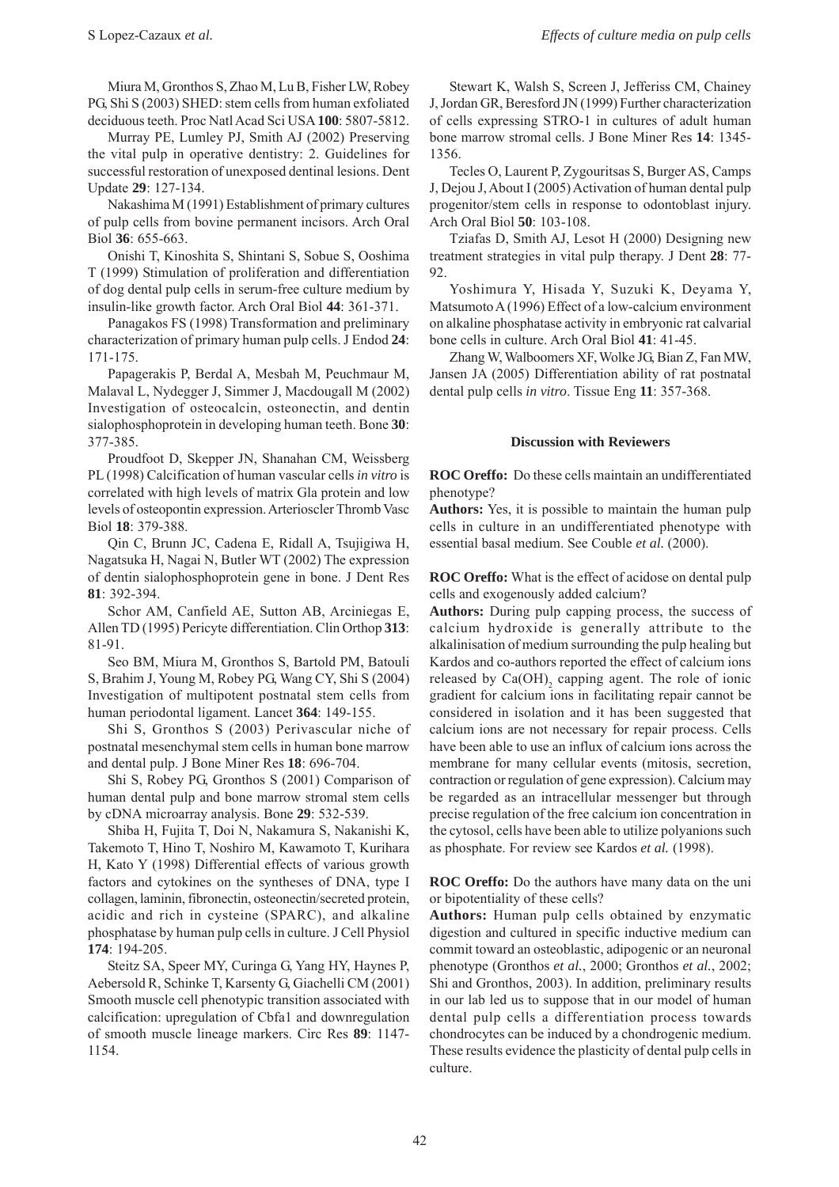Miura M, Gronthos S, Zhao M, Lu B, Fisher LW, Robey PG, Shi S (2003) SHED: stem cells from human exfoliated deciduous teeth. Proc Natl Acad Sci USA **100**: 5807-5812.

Murray PE, Lumley PJ, Smith AJ (2002) Preserving the vital pulp in operative dentistry: 2. Guidelines for successful restoration of unexposed dentinal lesions. Dent Update **29**: 127-134.

Nakashima M (1991) Establishment of primary cultures of pulp cells from bovine permanent incisors. Arch Oral Biol **36**: 655-663.

Onishi T, Kinoshita S, Shintani S, Sobue S, Ooshima T (1999) Stimulation of proliferation and differentiation of dog dental pulp cells in serum-free culture medium by insulin-like growth factor. Arch Oral Biol **44**: 361-371.

Panagakos FS (1998) Transformation and preliminary characterization of primary human pulp cells. J Endod **24**: 171-175.

Papagerakis P, Berdal A, Mesbah M, Peuchmaur M, Malaval L, Nydegger J, Simmer J, Macdougall M (2002) Investigation of osteocalcin, osteonectin, and dentin sialophosphoprotein in developing human teeth. Bone **30**: 377-385.

Proudfoot D, Skepper JN, Shanahan CM, Weissberg PL (1998) Calcification of human vascular cells *in vitro* is correlated with high levels of matrix Gla protein and low levels of osteopontin expression. Arterioscler Thromb Vasc Biol **18**: 379-388.

Qin C, Brunn JC, Cadena E, Ridall A, Tsujigiwa H, Nagatsuka H, Nagai N, Butler WT (2002) The expression of dentin sialophosphoprotein gene in bone. J Dent Res **81**: 392-394.

Schor AM, Canfield AE, Sutton AB, Arciniegas E, Allen TD (1995) Pericyte differentiation. Clin Orthop **313**: 81-91.

Seo BM, Miura M, Gronthos S, Bartold PM, Batouli S, Brahim J, Young M, Robey PG, Wang CY, Shi S (2004) Investigation of multipotent postnatal stem cells from human periodontal ligament. Lancet **364**: 149-155.

Shi S, Gronthos S (2003) Perivascular niche of postnatal mesenchymal stem cells in human bone marrow and dental pulp. J Bone Miner Res **18**: 696-704.

Shi S, Robey PG, Gronthos S (2001) Comparison of human dental pulp and bone marrow stromal stem cells by cDNA microarray analysis. Bone **29**: 532-539.

Shiba H, Fujita T, Doi N, Nakamura S, Nakanishi K, Takemoto T, Hino T, Noshiro M, Kawamoto T, Kurihara H, Kato Y (1998) Differential effects of various growth factors and cytokines on the syntheses of DNA, type I collagen, laminin, fibronectin, osteonectin/secreted protein, acidic and rich in cysteine (SPARC), and alkaline phosphatase by human pulp cells in culture. J Cell Physiol **174**: 194-205.

Steitz SA, Speer MY, Curinga G, Yang HY, Haynes P, Aebersold R, Schinke T, Karsenty G, Giachelli CM (2001) Smooth muscle cell phenotypic transition associated with calcification: upregulation of Cbfa1 and downregulation of smooth muscle lineage markers. Circ Res **89**: 1147-1154.

Stewart K, Walsh S, Screen J, Jefferiss CM, Chainey J, Jordan GR, Beresford JN (1999) Further characterization of cells expressing STRO-1 in cultures of adult human bone marrow stromal cells. J Bone Miner Res **14**: 1345-1356.

Tecles O, Laurent P, Zygouritsas S, Burger AS, Camps J, Dejou J, About I (2005) Activation of human dental pulp progenitor/stem cells in response to odontoblast injury. Arch Oral Biol **50**: 103-108.

Tziafas D, Smith AJ, Lesot H (2000) Designing new treatment strategies in vital pulp therapy. J Dent **28**: 77-92.

Yoshimura Y, Hisada Y, Suzuki K, Deyama Y, Matsumoto A (1996) Effect of a low-calcium environment on alkaline phosphatase activity in embryonic rat calvarial bone cells in culture. Arch Oral Biol **41**: 41-45.

Zhang W, Walboomers XF, Wolke JG, Bian Z, Fan MW, Jansen JA (2005) Differentiation ability of rat postnatal dental pulp cells *in vitro*. Tissue Eng **11**: 357-368.

## Discussion with Reviewers

**ROC Oreffo:** Do these cells maintain an undifferentiated phenotype?

**Authors:** Yes, it is possible to maintain the human pulp cells in culture in an undifferentiated phenotype with essential basal medium. See Couble *et al.* (2000).

**ROC Oreffo:** What is the effect of acidose on dental pulp cells and exogenously added calcium?

**Authors:** During pulp capping process, the success of calcium hydroxide is generally attribute to the alkalinisation of medium surrounding the pulp healing but Kardos and co-authors reported the effect of calcium ions released by $Ca(OH)_2$ capping agent. The role of ionic gradient for calcium ions in facilitating repair cannot be considered in isolation and it has been suggested that calcium ions are not necessary for repair process. Cells have been able to use an influx of calcium ions across the membrane for many cellular events (mitosis, secretion, contraction or regulation of gene expression). Calcium may be regarded as an intracellular messenger but through precise regulation of the free calcium ion concentration in the cytosol, cells have been able to utilize polyanions such as phosphate. For review see Kardos *et al.* (1998).

**ROC Oreffo:** Do the authors have many data on the uni or bipotentiality of these cells?

**Authors:** Human pulp cells obtained by enzymatic digestion and cultured in specific inductive medium can commit toward an osteoblastic, adipogenic or an neuronal phenotype (Gronthos *et al.*, 2000; Gronthos *et al.*, 2002; Shi and Gronthos, 2003). In addition, preliminary results in our lab led us to suppose that in our model of human dental pulp cells a differentiation process towards chondrocytes can be induced by a chondrogenic medium. These results evidence the plasticity of dental pulp cells in culture.